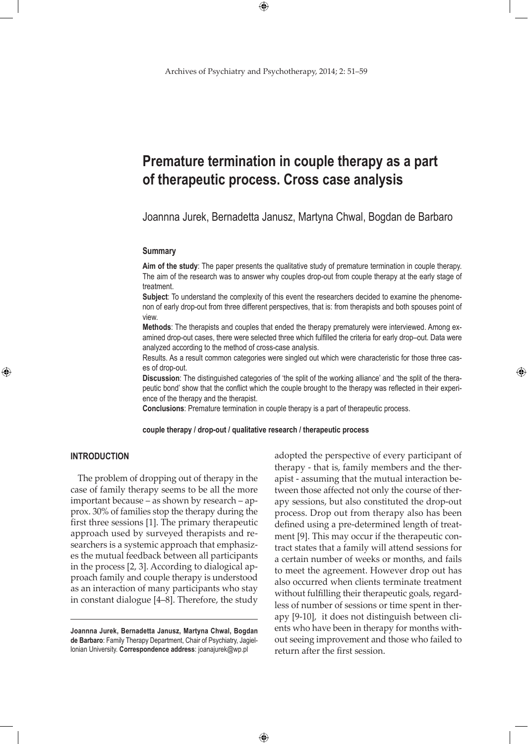# Premature termination in couple therapy as a part of therapeutic process. Cross case analysis

Joannna Jurek, Bernadetta Janusz, Martyna Chwal, Bogdan de Barbaro

## Summary

**Aim of the study**: The paper presents the qualitative study of premature termination in couple therapy. The aim of the research was to answer why couples drop-out from couple therapy at the early stage of treatment.

**Subject**: To understand the complexity of this event the researchers decided to examine the phenomenon of early drop-out from three different perspectives, that is: from therapists and both spouses point of view.

**Methods**: The therapists and couples that ended the therapy prematurely were interviewed. Among examined drop-out cases, there were selected three which fulfilled the criteria for early drop–out. Data were analyzed according to the method of cross-case analysis.

Results. As a result common categories were singled out which were characteristic for those three cases of drop-out.

**Discussion**: The distinguished categories of 'the split of the working alliance' and 'the split of the therapeutic bond' show that the conflict which the couple brought to the therapy was reflected in their experience of the therapy and the therapist.

**Conclusions**: Premature termination in couple therapy is a part of therapeutic process.

**couple therapy / drop-out / qualitative research / therapeutic process**

## INTRODUCTION

The problem of dropping out of therapy in the case of family therapy seems to be all the more important because – as shown by research – approx. 30% of families stop the therapy during the first three sessions [1]. The primary therapeutic approach used by surveyed therapists and researchers is a systemic approach that emphasizes the mutual feedback between all participants in the process [2, 3]. According to dialogical approach family and couple therapy is understood as an interaction of many participants who stay in constant dialogue [4–8]. Therefore, the study adopted the perspective of every participant of therapy - that is, family members and the therapist - assuming that the mutual interaction between those affected not only the course of therapy sessions, but also constituted the drop-out process. Drop out from therapy also has been defined using a pre-determined length of treatment [9]. This may occur if the therapeutic contract states that a family will attend sessions for a certain number of weeks or months, and fails to meet the agreement. However drop out has also occurred when clients terminate treatment without fulfilling their therapeutic goals, regardless of number of sessions or time spent in therapy [9-10], it does not distinguish between clients who have been in therapy for months without seeing improvement and those who failed to return after the first session.

---

**Joannna Jurek, Bernadetta Janusz, Martyna Chwal, Bogdan de Barbaro**: Family Therapy Department, Chair of Psychiatry, Jagiellonian University. **Correspondence address**: joanajurek@wp.pl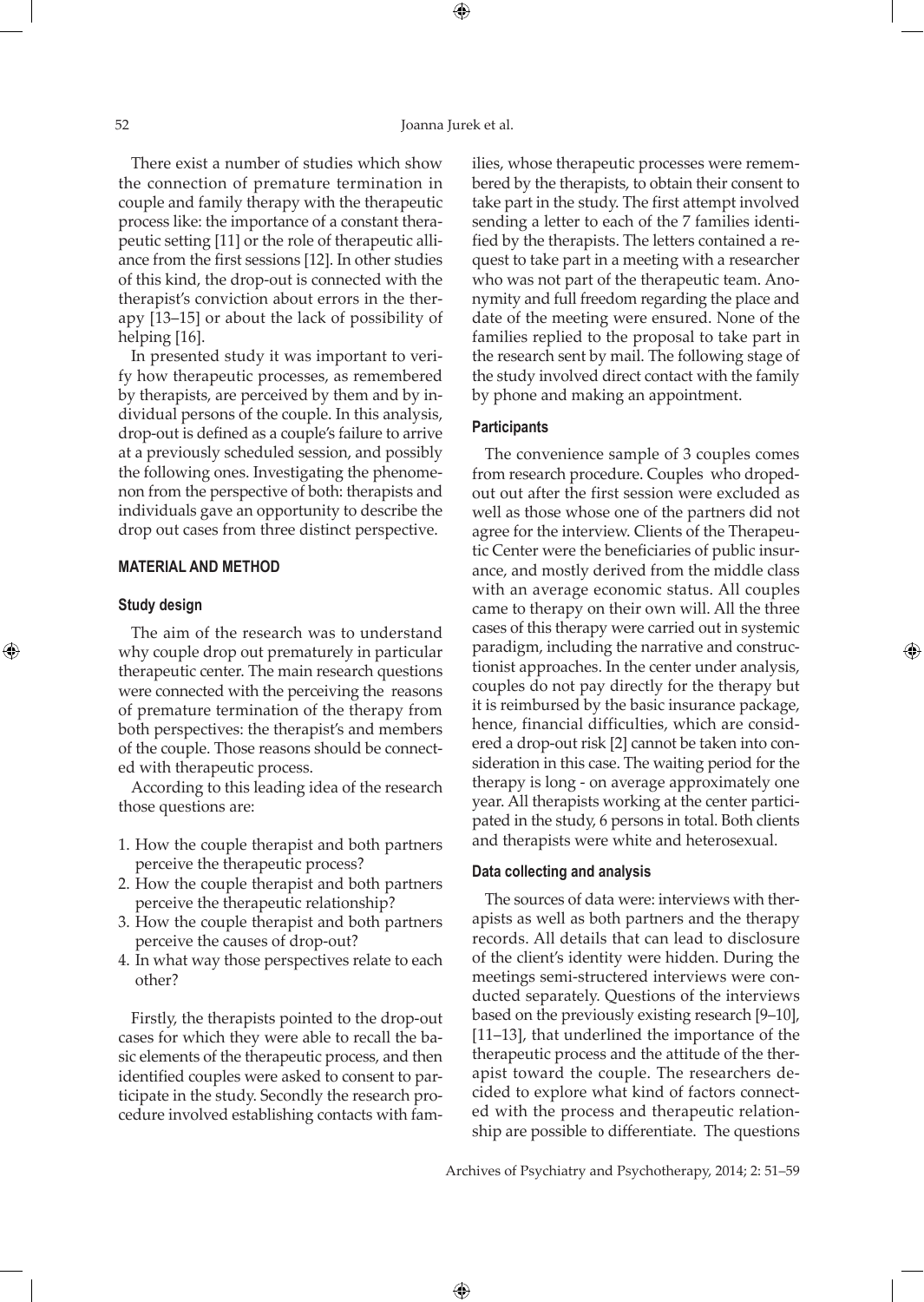There exist a number of studies which show the connection of premature termination in couple and family therapy with the therapeutic process like: the importance of a constant therapeutic setting [11] or the role of therapeutic alliance from the first sessions [12]. In other studies of this kind, the drop-out is connected with the therapist's conviction about errors in the therapy [13–15] or about the lack of possibility of helping [16].

In presented study it was important to verify how therapeutic processes, as remembered by therapists, are perceived by them and by individual persons of the couple. In this analysis, drop-out is defined as a couple's failure to arrive at a previously scheduled session, and possibly the following ones. Investigating the phenomenon from the perspective of both: therapists and individuals gave an opportunity to describe the drop out cases from three distinct perspective.

## MATERIAL AND METHOD

### Study design

The aim of the research was to understand why couple drop out prematurely in particular therapeutic center. The main research questions were connected with the perceiving the reasons of premature termination of the therapy from both perspectives: the therapist's and members of the couple. Those reasons should be connected with therapeutic process.

According to this leading idea of the research those questions are:

1. How the couple therapist and both partners perceive the therapeutic process?
2. How the couple therapist and both partners perceive the therapeutic relationship?
3. How the couple therapist and both partners perceive the causes of drop-out?
4. In what way those perspectives relate to each other?

Firstly, the therapists pointed to the drop-out cases for which they were able to recall the basic elements of the therapeutic process, and then identified couples were asked to consent to participate in the study. Secondly the research procedure involved establishing contacts with families, whose therapeutic processes were remembered by the therapists, to obtain their consent to take part in the study. The first attempt involved sending a letter to each of the 7 families identified by the therapists. The letters contained a request to take part in a meeting with a researcher who was not part of the therapeutic team. Anonymity and full freedom regarding the place and date of the meeting were ensured. None of the families replied to the proposal to take part in the research sent by mail. The following stage of the study involved direct contact with the family by phone and making an appointment.

### Participants

The convenience sample of 3 couples comes from research procedure. Couples who droped-out out after the first session were excluded as well as those whose one of the partners did not agree for the interview. Clients of the Therapeutic Center were the beneficiaries of public insurance, and mostly derived from the middle class with an average economic status. All couples came to therapy on their own will. All the three cases of this therapy were carried out in systemic paradigm, including the narrative and constructionist approaches. In the center under analysis, couples do not pay directly for the therapy but it is reimbursed by the basic insurance package, hence, financial difficulties, which are considered a drop-out risk [2] cannot be taken into consideration in this case. The waiting period for the therapy is long - on average approximately one year. All therapists working at the center participated in the study, 6 persons in total. Both clients and therapists were white and heterosexual.

### Data collecting and analysis

The sources of data were: interviews with therapists as well as both partners and the therapy records. All details that can lead to disclosure of the client's identity were hidden. During the meetings semi-structered interviews were conducted separately. Questions of the interviews based on the previously existing research [9–10], [11–13], that underlined the importance of the therapeutic process and the attitude of the therapist toward the couple. The researchers decided to explore what kind of factors connected with the process and therapeutic relationship are possible to differentiate. The questions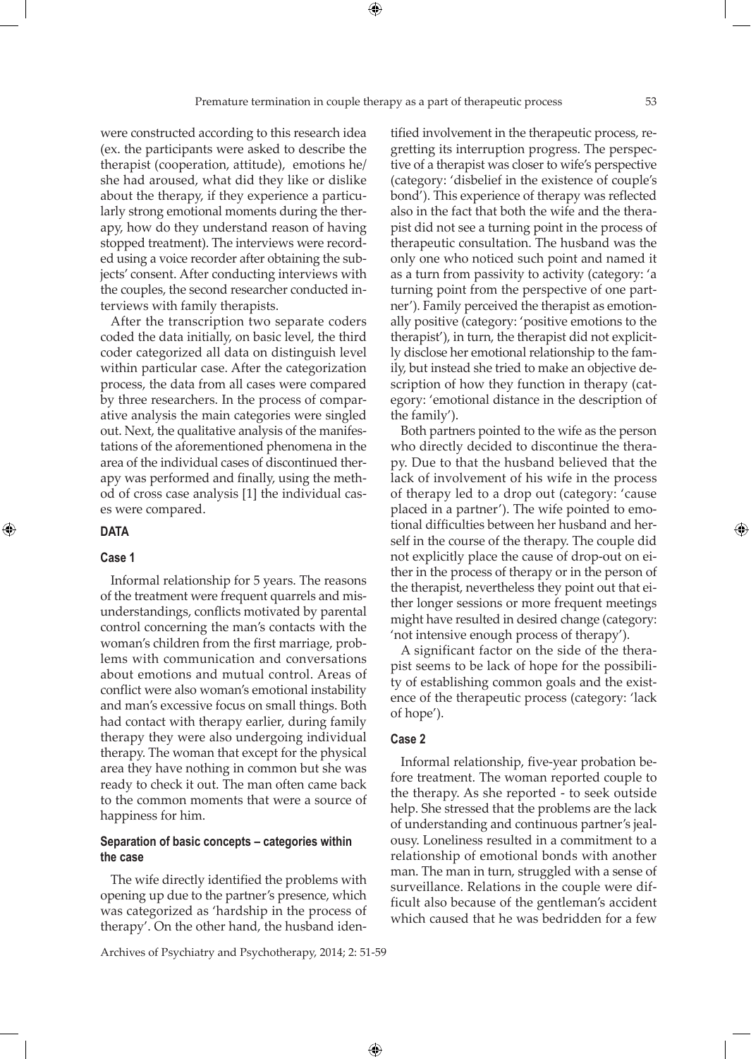were constructed according to this research idea (ex. the participants were asked to describe the therapist (cooperation, attitude), emotions he/she had aroused, what did they like or dislike about the therapy, if they experience a particularly strong emotional moments during the therapy, how do they understand reason of having stopped treatment). The interviews were recorded using a voice recorder after obtaining the subjects' consent. After conducting interviews with the couples, the second researcher conducted interviews with family therapists.

After the transcription two separate coders coded the data initially, on basic level, the third coder categorized all data on distinguish level within particular case. After the categorization process, the data from all cases were compared by three researchers. In the process of comparative analysis the main categories were singled out. Next, the qualitative analysis of the manifestations of the aforementioned phenomena in the area of the individual cases of discontinued therapy was performed and finally, using the method of cross case analysis [1] the individual cases were compared.

## DATA

### Case 1

Informal relationship for 5 years. The reasons of the treatment were frequent quarrels and misunderstandings, conflicts motivated by parental control concerning the man's contacts with the woman's children from the first marriage, problems with communication and conversations about emotions and mutual control. Areas of conflict were also woman's emotional instability and man's excessive focus on small things. Both had contact with therapy earlier, during family therapy they were also undergoing individual therapy. The woman that except for the physical area they have nothing in common but she was ready to check it out. The man often came back to the common moments that were a source of happiness for him.

#### Separation of basic concepts – categories within the case

The wife directly identified the problems with opening up due to the partner's presence, which was categorized as 'hardship in the process of therapy'. On the other hand, the husband identified involvement in the therapeutic process, regretting its interruption progress. The perspective of a therapist was closer to wife's perspective (category: 'disbelief in the existence of couple's bond'). This experience of therapy was reflected also in the fact that both the wife and the therapist did not see a turning point in the process of therapeutic consultation. The husband was the only one who noticed such point and named it as a turn from passivity to activity (category: 'a turning point from the perspective of one partner'). Family perceived the therapist as emotionally positive (category: 'positive emotions to the therapist'), in turn, the therapist did not explicitly disclose her emotional relationship to the family, but instead she tried to make an objective description of how they function in therapy (category: 'emotional distance in the description of the family').

Both partners pointed to the wife as the person who directly decided to discontinue the therapy. Due to that the husband believed that the lack of involvement of his wife in the process of therapy led to a drop out (category: 'cause placed in a partner'). The wife pointed to emotional difficulties between her husband and herself in the course of the therapy. The couple did not explicitly place the cause of drop-out on either in the process of therapy or in the person of the therapist, nevertheless they point out that either longer sessions or more frequent meetings might have resulted in desired change (category: 'not intensive enough process of therapy').

A significant factor on the side of the therapist seems to be lack of hope for the possibility of establishing common goals and the existence of the therapeutic process (category: 'lack of hope').

### Case 2

Informal relationship, five-year probation before treatment. The woman reported couple to the therapy. As she reported - to seek outside help. She stressed that the problems are the lack of understanding and continuous partner's jealousy. Loneliness resulted in a commitment to a relationship of emotional bonds with another man. The man in turn, struggled with a sense of surveillance. Relations in the couple were difficult also because of the gentleman's accident which caused that he was bedridden for a few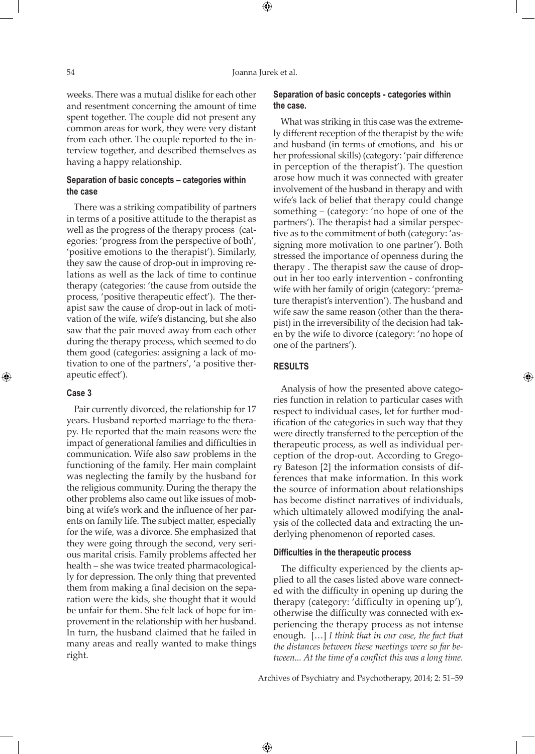weeks. There was a mutual dislike for each other and resentment concerning the amount of time spent together. The couple did not present any common areas for work, they were very distant from each other. The couple reported to the interview together, and described themselves as having a happy relationship.

### Separation of basic concepts – categories within the case

There was a striking compatibility of partners in terms of a positive attitude to the therapist as well as the progress of the therapy process (categories: 'progress from the perspective of both', 'positive emotions to the therapist'). Similarly, they saw the cause of drop-out in improving relations as well as the lack of time to continue therapy (categories: 'the cause from outside the process, 'positive therapeutic effect'). The therapist saw the cause of drop-out in lack of motivation of the wife, wife's distancing, but she also saw that the pair moved away from each other during the therapy process, which seemed to do them good (categories: assigning a lack of motivation to one of the partners', 'a positive therapeutic effect').

### Case 3

Pair currently divorced, the relationship for 17 years. Husband reported marriage to the therapy. He reported that the main reasons were the impact of generational families and difficulties in communication. Wife also saw problems in the functioning of the family. Her main complaint was neglecting the family by the husband for the religious community. During the therapy the other problems also came out like issues of mobbing at wife's work and the influence of her parents on family life. The subject matter, especially for the wife, was a divorce. She emphasized that they were going through the second, very serious marital crisis. Family problems affected her health – she was twice treated pharmacologically for depression. The only thing that prevented them from making a final decision on the separation were the kids, she thought that it would be unfair for them. She felt lack of hope for improvement in the relationship with her husband. In turn, the husband claimed that he failed in many areas and really wanted to make things right.

### Separation of basic concepts - categories within the case.

What was striking in this case was the extremely different reception of the therapist by the wife and husband (in terms of emotions, and his or her professional skills) (category: 'pair difference in perception of the therapist'). The question arose how much it was connected with greater involvement of the husband in therapy and with wife's lack of belief that therapy could change something – (category: 'no hope of one of the partners'). The therapist had a similar perspective as to the commitment of both (category: 'assigning more motivation to one partner'). Both stressed the importance of openness during the therapy . The therapist saw the cause of drop-out in her too early intervention - confronting wife with her family of origin (category: 'premature therapist's intervention'). The husband and wife saw the same reason (other than the therapist) in the irreversibility of the decision had taken by the wife to divorce (category: 'no hope of one of the partners').

## RESULTS

Analysis of how the presented above categories function in relation to particular cases with respect to individual cases, let for further modification of the categories in such way that they were directly transferred to the perception of the therapeutic process, as well as individual perception of the drop-out. According to Gregory Bateson [2] the information consists of differences that make information. In this work the source of information about relationships has become distinct narratives of individuals, which ultimately allowed modifying the analysis of the collected data and extracting the underlying phenomenon of reported cases.

### Difficulties in the therapeutic process

The difficulty experienced by the clients applied to all the cases listed above ware connected with the difficulty in opening up during the therapy (category: 'difficulty in opening up'), otherwise the difficulty was connected with experiencing the therapy process as not intense enough. […] *I think that in our case, the fact that the distances between these meetings were so far between... At the time of a conflict this was a long time.*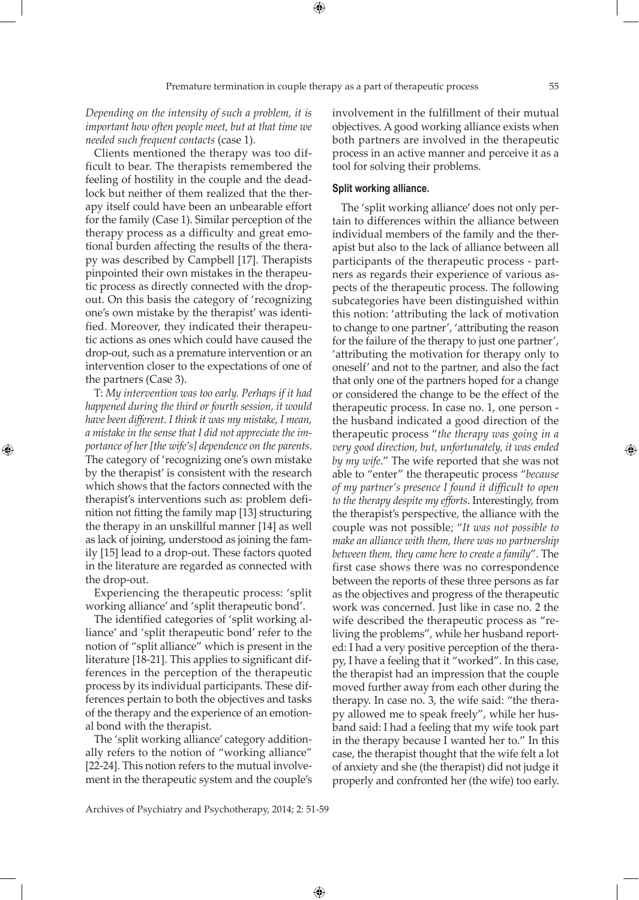*Depending on the intensity of such a problem, it is important how often people meet, but at that time we needed such frequent contacts* (case 1).

Clients mentioned the therapy was too difficult to bear. The therapists remembered the feeling of hostility in the couple and the deadlock but neither of them realized that the therapy itself could have been an unbearable effort for the family (Case 1). Similar perception of the therapy process as a difficulty and great emotional burden affecting the results of the therapy was described by Campbell [17]. Therapists pinpointed their own mistakes in the therapeutic process as directly connected with the dropout. On this basis the category of 'recognizing one's own mistake by the therapist' was identified. Moreover, they indicated their therapeutic actions as ones which could have caused the drop-out, such as a premature intervention or an intervention closer to the expectations of one of the partners (Case 3).

T: *My intervention was too early. Perhaps if it had happened during the third or fourth session, it would have been different. I think it was my mistake, I mean, a mistake in the sense that I did not appreciate the importance of her [the wife's] dependence on the parents*. The category of 'recognizing one's own mistake by the therapist' is consistent with the research which shows that the factors connected with the therapist's interventions such as: problem definition not fitting the family map [13] structuring the therapy in an unskillful manner [14] as well as lack of joining, understood as joining the family [15] lead to a drop-out. These factors quoted in the literature are regarded as connected with the drop-out.

Experiencing the therapeutic process: 'split working alliance' and 'split therapeutic bond'.

The identified categories of 'split working alliance' and 'split therapeutic bond' refer to the notion of "split alliance" which is present in the literature [18-21]. This applies to significant differences in the perception of the therapeutic process by its individual participants. These differences pertain to both the objectives and tasks of the therapy and the experience of an emotional bond with the therapist.

The 'split working alliance' category additionally refers to the notion of "working alliance" [22-24]. This notion refers to the mutual involvement in the therapeutic system and the couple's involvement in the fulfillment of their mutual objectives. A good working alliance exists when both partners are involved in the therapeutic process in an active manner and perceive it as a tool for solving their problems.

**Split working alliance.**

The 'split working alliance' does not only pertain to differences within the alliance between individual members of the family and the therapist but also to the lack of alliance between all participants of the therapeutic process - partners as regards their experience of various aspects of the therapeutic process. The following subcategories have been distinguished within this notion: 'attributing the lack of motivation to change to one partner', 'attributing the reason for the failure of the therapy to just one partner', 'attributing the motivation for therapy only to oneself' and not to the partner, and also the fact that only one of the partners hoped for a change or considered the change to be the effect of the therapeutic process. In case no. 1, one person - the husband indicated a good direction of the therapeutic process "*the therapy was going in a very good direction, but, unfortunately, it was ended by my wife*." The wife reported that she was not able to "enter" the therapeutic process "*because of my partner's presence I found it difficult to open to the therapy despite my efforts*. Interestingly, from the therapist's perspective, the alliance with the couple was not possible; "*It was not possible to make an alliance with them, there was no partnership between them, they came here to create a family*". The first case shows there was no correspondence between the reports of these three persons as far as the objectives and progress of the therapeutic work was concerned. Just like in case no. 2 the wife described the therapeutic process as "reliving the problems", while her husband reported: I had a very positive perception of the therapy, I have a feeling that it "worked". In this case, the therapist had an impression that the couple moved further away from each other during the therapy. In case no. 3, the wife said: "the therapy allowed me to speak freely", while her husband said: I had a feeling that my wife took part in the therapy because I wanted her to." In this case, the therapist thought that the wife felt a lot of anxiety and she (the therapist) did not judge it properly and confronted her (the wife) too early.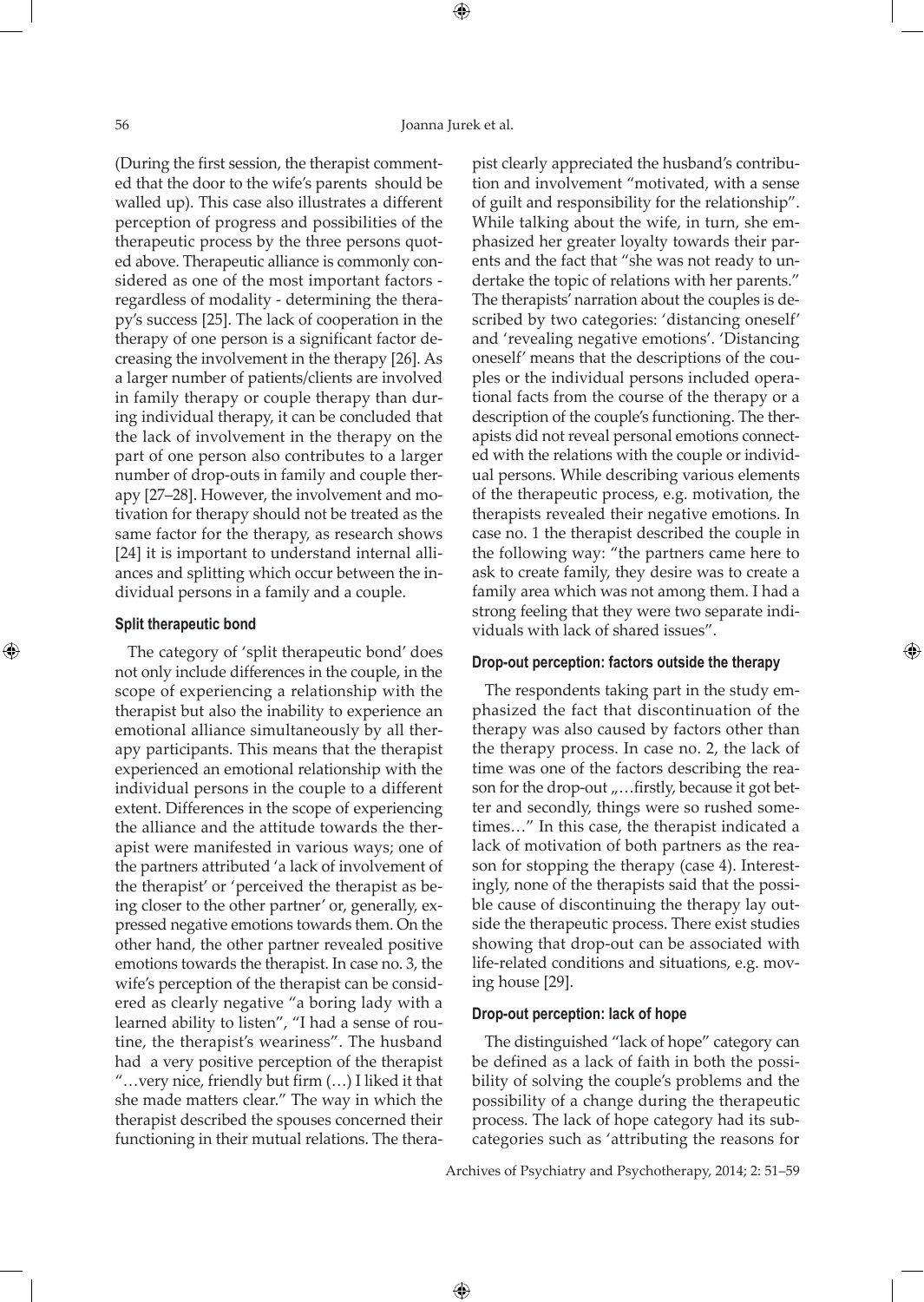(During the first session, the therapist commented that the door to the wife's parents should be walled up). This case also illustrates a different perception of progress and possibilities of the therapeutic process by the three persons quoted above. Therapeutic alliance is commonly considered as one of the most important factors - regardless of modality - determining the therapy's success [25]. The lack of cooperation in the therapy of one person is a significant factor decreasing the involvement in the therapy [26]. As a larger number of patients/clients are involved in family therapy or couple therapy than during individual therapy, it can be concluded that the lack of involvement in the therapy on the part of one person also contributes to a larger number of drop-outs in family and couple therapy [27–28]. However, the involvement and motivation for therapy should not be treated as the same factor for the therapy, as research shows [24] it is important to understand internal alliances and splitting which occur between the individual persons in a family and a couple.

#### Split therapeutic bond

The category of 'split therapeutic bond' does not only include differences in the couple, in the scope of experiencing a relationship with the therapist but also the inability to experience an emotional alliance simultaneously by all therapy participants. This means that the therapist experienced an emotional relationship with the individual persons in the couple to a different extent. Differences in the scope of experiencing the alliance and the attitude towards the therapist were manifested in various ways; one of the partners attributed 'a lack of involvement of the therapist' or 'perceived the therapist as being closer to the other partner' or, generally, expressed negative emotions towards them. On the other hand, the other partner revealed positive emotions towards the therapist. In case no. 3, the wife's perception of the therapist can be considered as clearly negative "a boring lady with a learned ability to listen", "I had a sense of routine, the therapist's weariness". The husband had a very positive perception of the therapist "…very nice, friendly but firm (…) I liked it that she made matters clear." The way in which the therapist described the spouses concerned their functioning in their mutual relations. The therapist clearly appreciated the husband's contribution and involvement "motivated, with a sense of guilt and responsibility for the relationship". While talking about the wife, in turn, she emphasized her greater loyalty towards their parents and the fact that "she was not ready to undertake the topic of relations with her parents." The therapists' narration about the couples is described by two categories: 'distancing oneself' and 'revealing negative emotions'. 'Distancing oneself' means that the descriptions of the couples or the individual persons included operational facts from the course of the therapy or a description of the couple's functioning. The therapists did not reveal personal emotions connected with the relations with the couple or individual persons. While describing various elements of the therapeutic process, e.g. motivation, the therapists revealed their negative emotions. In case no. 1 the therapist described the couple in the following way: "the partners came here to ask to create family, they desire was to create a family area which was not among them. I had a strong feeling that they were two separate individuals with lack of shared issues".

#### Drop-out perception: factors outside the therapy

The respondents taking part in the study emphasized the fact that discontinuation of the therapy was also caused by factors other than the therapy process. In case no. 2, the lack of time was one of the factors describing the reason for the drop-out „…firstly, because it got better and secondly, things were so rushed sometimes…" In this case, the therapist indicated a lack of motivation of both partners as the reason for stopping the therapy (case 4). Interestingly, none of the therapists said that the possible cause of discontinuing the therapy lay outside the therapeutic process. There exist studies showing that drop-out can be associated with life-related conditions and situations, e.g. moving house [29].

#### Drop-out perception: lack of hope

The distinguished "lack of hope" category can be defined as a lack of faith in both the possibility of solving the couple's problems and the possibility of a change during the therapeutic process. The lack of hope category had its subcategories such as 'attributing the reasons for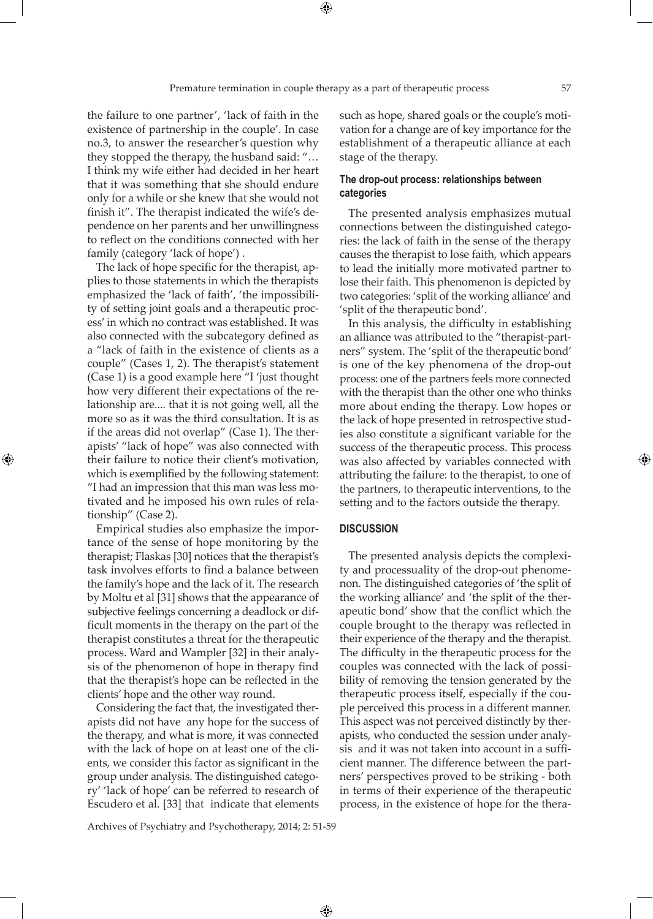the failure to one partner', 'lack of faith in the existence of partnership in the couple'. In case no.3, to answer the researcher's question why they stopped the therapy, the husband said: "… I think my wife either had decided in her heart that it was something that she should endure only for a while or she knew that she would not finish it". The therapist indicated the wife's dependence on her parents and her unwillingness to reflect on the conditions connected with her family (category 'lack of hope') .

The lack of hope specific for the therapist, applies to those statements in which the therapists emphasized the 'lack of faith', 'the impossibility of setting joint goals and a therapeutic process' in which no contract was established. It was also connected with the subcategory defined as a "lack of faith in the existence of clients as a couple" (Cases 1, 2). The therapist's statement (Case 1) is a good example here "I 'just thought how very different their expectations of the relationship are.... that it is not going well, all the more so as it was the third consultation. It is as if the areas did not overlap" (Case 1). The therapists' "lack of hope" was also connected with their failure to notice their client's motivation, which is exemplified by the following statement: "I had an impression that this man was less motivated and he imposed his own rules of relationship" (Case 2).

Empirical studies also emphasize the importance of the sense of hope monitoring by the therapist; Flaskas [30] notices that the therapist's task involves efforts to find a balance between the family's hope and the lack of it. The research by Moltu et al [31] shows that the appearance of subjective feelings concerning a deadlock or difficult moments in the therapy on the part of the therapist constitutes a threat for the therapeutic process. Ward and Wampler [32] in their analysis of the phenomenon of hope in therapy find that the therapist's hope can be reflected in the clients' hope and the other way round.

Considering the fact that, the investigated therapists did not have any hope for the success of the therapy, and what is more, it was connected with the lack of hope on at least one of the clients, we consider this factor as significant in the group under analysis. The distinguished category' 'lack of hope' can be referred to research of Escudero et al. [33] that indicate that elements such as hope, shared goals or the couple's motivation for a change are of key importance for the establishment of a therapeutic alliance at each stage of the therapy.

### The drop-out process: relationships between categories

The presented analysis emphasizes mutual connections between the distinguished categories: the lack of faith in the sense of the therapy causes the therapist to lose faith, which appears to lead the initially more motivated partner to lose their faith. This phenomenon is depicted by two categories: 'split of the working alliance' and 'split of the therapeutic bond'.

In this analysis, the difficulty in establishing an alliance was attributed to the "therapist-partners" system. The 'split of the therapeutic bond' is one of the key phenomena of the drop-out process: one of the partners feels more connected with the therapist than the other one who thinks more about ending the therapy. Low hopes or the lack of hope presented in retrospective studies also constitute a significant variable for the success of the therapeutic process. This process was also affected by variables connected with attributing the failure: to the therapist, to one of the partners, to therapeutic interventions, to the setting and to the factors outside the therapy.

## DISCUSSION

The presented analysis depicts the complexity and processuality of the drop-out phenomenon. The distinguished categories of 'the split of the working alliance' and 'the split of the therapeutic bond' show that the conflict which the couple brought to the therapy was reflected in their experience of the therapy and the therapist. The difficulty in the therapeutic process for the couples was connected with the lack of possibility of removing the tension generated by the therapeutic process itself, especially if the couple perceived this process in a different manner. This aspect was not perceived distinctly by therapists, who conducted the session under analysis and it was not taken into account in a sufficient manner. The difference between the partners' perspectives proved to be striking - both in terms of their experience of the therapeutic process, in the existence of hope for the thera-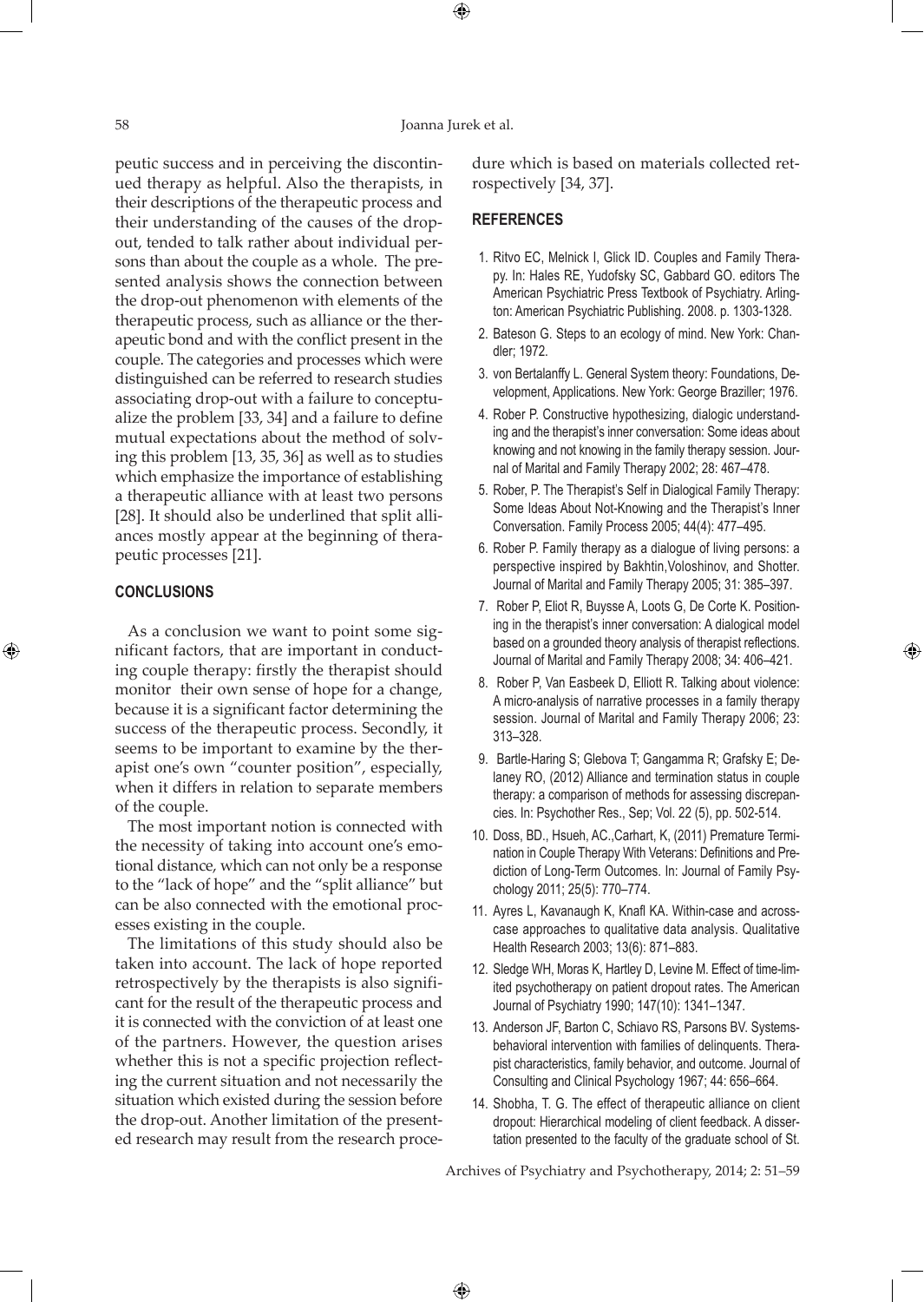peutic success and in perceiving the discontinued therapy as helpful. Also the therapists, in their descriptions of the therapeutic process and their understanding of the causes of the drop-out, tended to talk rather about individual persons than about the couple as a whole. The presented analysis shows the connection between the drop-out phenomenon with elements of the therapeutic process, such as alliance or the therapeutic bond and with the conflict present in the couple. The categories and processes which were distinguished can be referred to research studies associating drop-out with a failure to conceptualize the problem [33, 34] and a failure to define mutual expectations about the method of solving this problem [13, 35, 36] as well as to studies which emphasize the importance of establishing a therapeutic alliance with at least two persons [28]. It should also be underlined that split alliances mostly appear at the beginning of therapeutic processes [21].

## CONCLUSIONS

As a conclusion we want to point some significant factors, that are important in conducting couple therapy: firstly the therapist should monitor their own sense of hope for a change, because it is a significant factor determining the success of the therapeutic process. Secondly, it seems to be important to examine by the therapist one's own "counter position", especially, when it differs in relation to separate members of the couple.

The most important notion is connected with the necessity of taking into account one's emotional distance, which can not only be a response to the "lack of hope" and the "split alliance" but can be also connected with the emotional processes existing in the couple.

The limitations of this study should also be taken into account. The lack of hope reported retrospectively by the therapists is also significant for the result of the therapeutic process and it is connected with the conviction of at least one of the partners. However, the question arises whether this is not a specific projection reflecting the current situation and not necessarily the situation which existed during the session before the drop-out. Another limitation of the presented research may result from the research procedure which is based on materials collected retrospectively [34, 37].

## REFERENCES

1. Ritvo EC, Melnick I, Glick ID. Couples and Family Therapy. In: Hales RE, Yudofsky SC, Gabbard GO. editors The American Psychiatric Press Textbook of Psychiatry. Arlington: American Psychiatric Publishing. 2008. p. 1303-1328.
2. Bateson G. Steps to an ecology of mind. New York: Chandler; 1972.
3. von Bertalanffy L. General System theory: Foundations, Development, Applications. New York: George Braziller; 1976.
4. Rober P. Constructive hypothesizing, dialogic understanding and the therapist's inner conversation: Some ideas about knowing and not knowing in the family therapy session. Journal of Marital and Family Therapy 2002; 28: 467–478.
5. Rober, P. The Therapist's Self in Dialogical Family Therapy: Some Ideas About Not-Knowing and the Therapist's Inner Conversation. Family Process 2005; 44(4): 477–495.
6. Rober P. Family therapy as a dialogue of living persons: a perspective inspired by Bakhtin,Voloshinov, and Shotter. Journal of Marital and Family Therapy 2005; 31: 385–397.
7. Rober P, Eliot R, Buysse A, Loots G, De Corte K. Positioning in the therapist's inner conversation: A dialogical model based on a grounded theory analysis of therapist reflections. Journal of Marital and Family Therapy 2008; 34: 406–421.
8. Rober P, Van Easbeek D, Elliott R. Talking about violence: A micro-analysis of narrative processes in a family therapy session. Journal of Marital and Family Therapy 2006; 23: 313–328.
9. Bartle-Haring S; Glebova T; Gangamma R; Grafsky E; Delaney RO, (2012) Alliance and termination status in couple therapy: a comparison of methods for assessing discrepancies. In: Psychother Res., Sep; Vol. 22 (5), pp. 502-514.
10. Doss, BD., Hsueh, AC.,Carhart, K, (2011) Premature Termination in Couple Therapy With Veterans: Definitions and Prediction of Long-Term Outcomes. In: Journal of Family Psychology 2011; 25(5): 770–774.
11. Ayres L, Kavanaugh K, Knafl KA. Within-case and across-case approaches to qualitative data analysis. Qualitative Health Research 2003; 13(6): 871–883.
12. Sledge WH, Moras K, Hartley D, Levine M. Effect of time-limited psychotherapy on patient dropout rates. The American Journal of Psychiatry 1990; 147(10): 1341–1347.
13. Anderson JF, Barton C, Schiavo RS, Parsons BV. Systems-behavioral intervention with families of delinquents. Therapist characteristics, family behavior, and outcome. Journal of Consulting and Clinical Psychology 1967; 44: 656–664.
14. Shobha, T. G. The effect of therapeutic alliance on client dropout: Hierarchical modeling of client feedback. A dissertation presented to the faculty of the graduate school of St.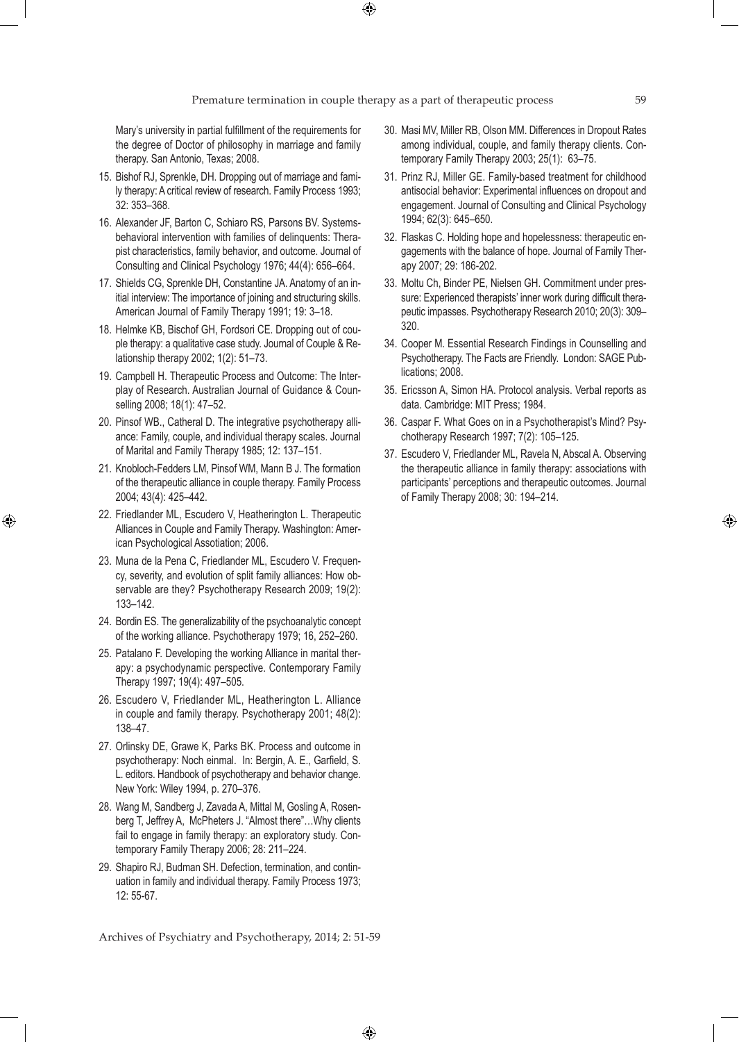Mary's university in partial fulfillment of the requirements for the degree of Doctor of philosophy in marriage and family therapy. San Antonio, Texas; 2008.

15. Bishof RJ, Sprenkle, DH. Dropping out of marriage and family therapy: A critical review of research. Family Process 1993; 32: 353–368.
16. Alexander JF, Barton C, Schiaro RS, Parsons BV. Systems-behavioral intervention with families of delinquents: Therapist characteristics, family behavior, and outcome. Journal of Consulting and Clinical Psychology 1976; 44(4): 656–664.
17. Shields CG, Sprenkle DH, Constantine JA. Anatomy of an initial interview: The importance of joining and structuring skills. American Journal of Family Therapy 1991; 19: 3–18.
18. Helmke KB, Bischof GH, Fordsori CE. Dropping out of couple therapy: a qualitative case study. Journal of Couple & Relationship therapy 2002; 1(2): 51–73.
19. Campbell H. Therapeutic Process and Outcome: The Interplay of Research. Australian Journal of Guidance & Counselling 2008; 18(1): 47–52.
20. Pinsof WB., Catheral D. The integrative psychotherapy alliance: Family, couple, and individual therapy scales. Journal of Marital and Family Therapy 1985; 12: 137–151.
21. Knobloch-Fedders LM, Pinsof WM, Mann B J. The formation of the therapeutic alliance in couple therapy. Family Process 2004; 43(4): 425–442.
22. Friedlander ML, Escudero V, Heatherington L. Therapeutic Alliances in Couple and Family Therapy. Washington: American Psychological Assotiation; 2006.
23. Muna de la Pena C, Friedlander ML, Escudero V. Frequency, severity, and evolution of split family alliances: How observable are they? Psychotherapy Research 2009; 19(2): 133–142.
24. Bordin ES. The generalizability of the psychoanalytic concept of the working alliance. Psychotherapy 1979; 16, 252–260.
25. Patalano F. Developing the working Alliance in marital therapy: a psychodynamic perspective. Contemporary Family Therapy 1997; 19(4): 497–505.
26. Escudero V, Friedlander ML, Heatherington L. Alliance in couple and family therapy. Psychotherapy 2001; 48(2): 138–47.
27. Orlinsky DE, Grawe K, Parks BK. Process and outcome in psychotherapy: Noch einmal. In: Bergin, A. E., Garfield, S. L. editors. Handbook of psychotherapy and behavior change. New York: Wiley 1994, p. 270–376.
28. Wang M, Sandberg J, Zavada A, Mittal M, Gosling A, Rosenberg T, Jeffrey A, McPheters J. "Almost there"…Why clients fail to engage in family therapy: an exploratory study. Contemporary Family Therapy 2006; 28: 211–224.
29. Shapiro RJ, Budman SH. Defection, termination, and continuation in family and individual therapy. Family Process 1973; 12: 55-67.
30. Masi MV, Miller RB, Olson MM. Differences in Dropout Rates among individual, couple, and family therapy clients. Contemporary Family Therapy 2003; 25(1): 63–75.
31. Prinz RJ, Miller GE. Family-based treatment for childhood antisocial behavior: Experimental influences on dropout and engagement. Journal of Consulting and Clinical Psychology 1994; 62(3): 645–650.
32. Flaskas C. Holding hope and hopelessness: therapeutic engagements with the balance of hope. Journal of Family Therapy 2007; 29: 186-202.
33. Moltu Ch, Binder PE, Nielsen GH. Commitment under pressure: Experienced therapists' inner work during difficult therapeutic impasses. Psychotherapy Research 2010; 20(3): 309–320.
34. Cooper M. Essential Research Findings in Counselling and Psychotherapy. The Facts are Friendly. London: SAGE Publications; 2008.
35. Ericsson A, Simon HA. Protocol analysis. Verbal reports as data. Cambridge: MIT Press; 1984.
36. Caspar F. What Goes on in a Psychotherapist's Mind? Psychotherapy Research 1997; 7(2): 105–125.
37. Escudero V, Friedlander ML, Ravela N, Abscal A. Observing the therapeutic alliance in family therapy: associations with participants' perceptions and therapeutic outcomes. Journal of Family Therapy 2008; 30: 194–214.